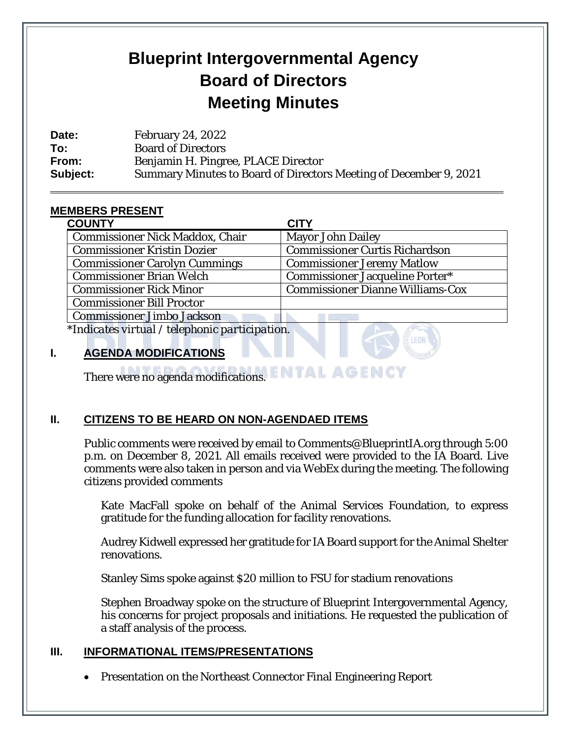# Blueprint Intergovernmental Agency
# Board of Directors
# Meeting Minutes

**Date:** February 24, 2022
**To:** Board of Directors
**From:** Benjamin H. Pingree, PLACE Director
**Subject:** Summary Minutes to Board of Directors Meeting of December 9, 2021

## MEMBERS PRESENT

| COUNTY | CITY |
|---|---|
| Commissioner Nick Maddox, Chair | Mayor John Dailey |
| Commissioner Kristin Dozier | Commissioner Curtis Richardson |
| Commissioner Carolyn Cummings | Commissioner Jeremy Matlow |
| Commissioner Brian Welch | Commissioner Jacqueline Porter* |
| Commissioner Rick Minor | Commissioner Dianne Williams-Cox |
| Commissioner Bill Proctor | |
| Commissioner Jimbo Jackson | |

*Indicates virtual / telephonic participation.*

## I. AGENDA MODIFICATIONS

There were no agenda modifications.

## II. CITIZENS TO BE HEARD ON NON-AGENDAED ITEMS

Public comments were received by email to Comments@BlueprintIA.org through 5:00 p.m. on December 8, 2021. All emails received were provided to the IA Board. Live comments were also taken in person and via WebEx during the meeting. The following citizens provided comments

Kate MacFall spoke on behalf of the Animal Services Foundation, to express gratitude for the funding allocation for facility renovations.

Audrey Kidwell expressed her gratitude for IA Board support for the Animal Shelter renovations.

Stanley Sims spoke against $20 million to FSU for stadium renovations

Stephen Broadway spoke on the structure of Blueprint Intergovernmental Agency, his concerns for project proposals and initiations. He requested the publication of a staff analysis of the process.

## III. INFORMATIONAL ITEMS/PRESENTATIONS

- Presentation on the Northeast Connector Final Engineering Report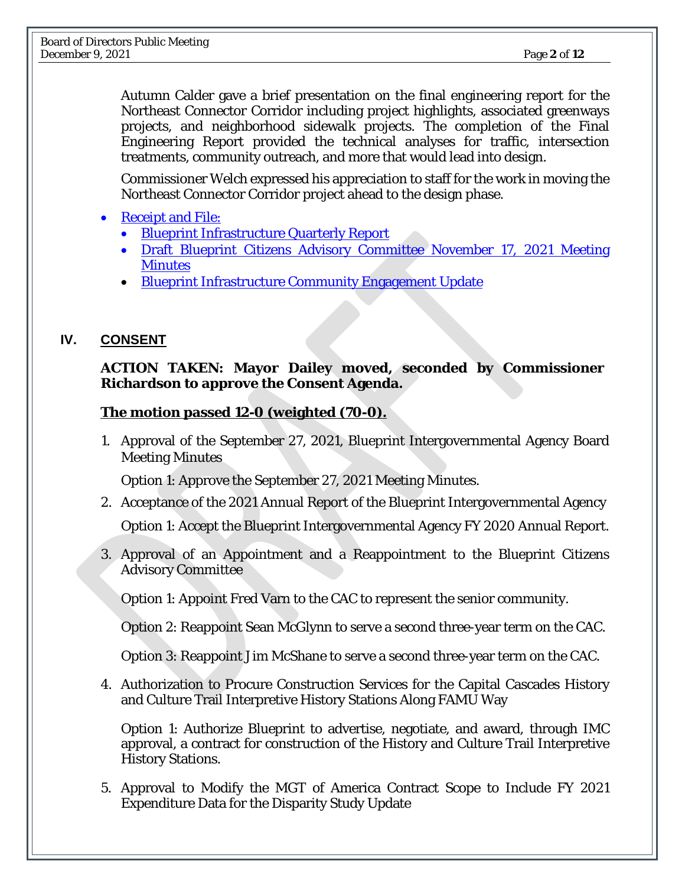Autumn Calder gave a brief presentation on the final engineering report for the Northeast Connector Corridor including project highlights, associated greenways projects, and neighborhood sidewalk projects. The completion of the Final Engineering Report provided the technical analyses for traffic, intersection treatments, community outreach, and more that would lead into design.

Commissioner Welch expressed his appreciation to staff for the work in moving the Northeast Connector Corridor project ahead to the design phase.

- Receipt and File:
  - Blueprint Infrastructure Quarterly Report
  - Draft Blueprint Citizens Advisory Committee November 17, 2021 Meeting Minutes
  - Blueprint Infrastructure Community Engagement Update

## IV. CONSENT

**ACTION TAKEN: Mayor Dailey moved, seconded by Commissioner Richardson to approve the Consent Agenda.**

**<u>The motion passed 12-0 (weighted (70-0).</u>**

1. Approval of the September 27, 2021, Blueprint Intergovernmental Agency Board Meeting Minutes

   Option 1: Approve the September 27, 2021 Meeting Minutes.

2. Acceptance of the 2021 Annual Report of the Blueprint Intergovernmental Agency

   Option 1: Accept the Blueprint Intergovernmental Agency FY 2020 Annual Report.

3. Approval of an Appointment and a Reappointment to the Blueprint Citizens Advisory Committee

   Option 1: Appoint Fred Varn to the CAC to represent the senior community.

   Option 2: Reappoint Sean McGlynn to serve a second three-year term on the CAC.

   Option 3: Reappoint Jim McShane to serve a second three-year term on the CAC.

4. Authorization to Procure Construction Services for the Capital Cascades History and Culture Trail Interpretive History Stations Along FAMU Way

   Option 1: Authorize Blueprint to advertise, negotiate, and award, through IMC approval, a contract for construction of the History and Culture Trail Interpretive History Stations.

5. Approval to Modify the MGT of America Contract Scope to Include FY 2021 Expenditure Data for the Disparity Study Update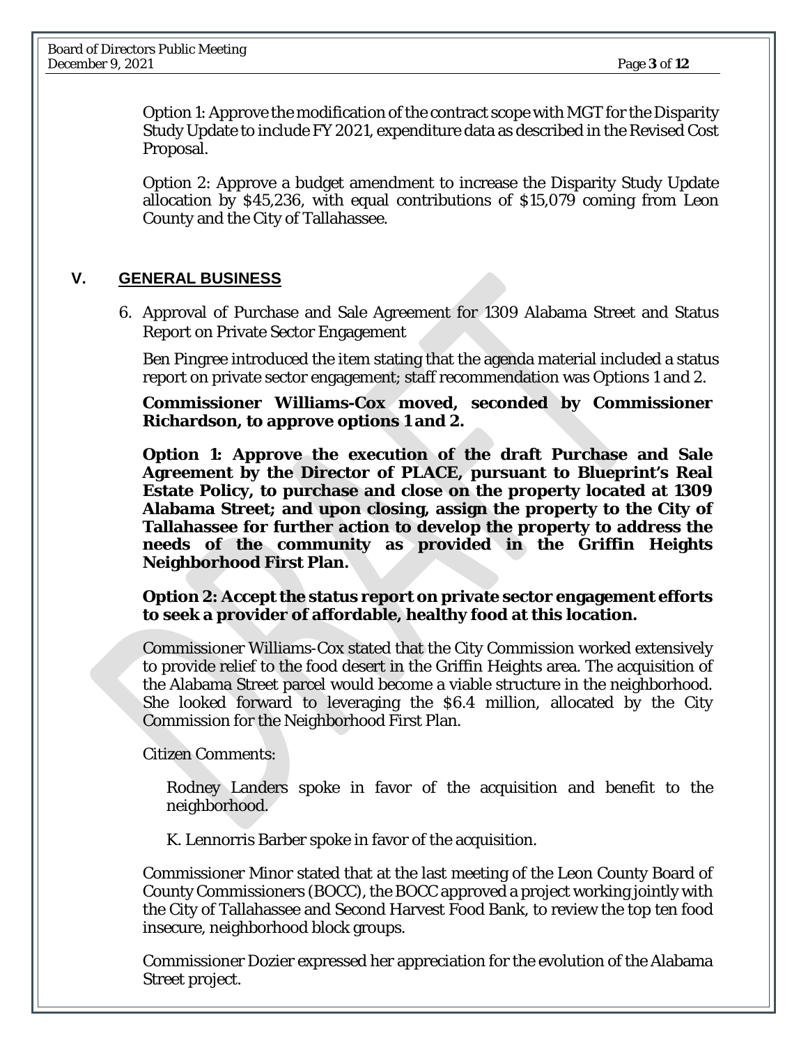Option 1: Approve the modification of the contract scope with MGT for the Disparity Study Update to include FY 2021, expenditure data as described in the Revised Cost Proposal.

Option 2: Approve a budget amendment to increase the Disparity Study Update allocation by $45,236, with equal contributions of $15,079 coming from Leon County and the City of Tallahassee.

## V. GENERAL BUSINESS

6. Approval of Purchase and Sale Agreement for 1309 Alabama Street and Status Report on Private Sector Engagement

Ben Pingree introduced the item stating that the agenda material included a status report on private sector engagement; staff recommendation was Options 1 and 2.

**Commissioner Williams-Cox moved, seconded by Commissioner Richardson, to approve options 1 and 2.**

**Option 1: Approve the execution of the draft Purchase and Sale Agreement by the Director of PLACE, pursuant to Blueprint's Real Estate Policy, to purchase and close on the property located at 1309 Alabama Street; and upon closing, assign the property to the City of Tallahassee for further action to develop the property to address the needs of the community as provided in the Griffin Heights Neighborhood First Plan.**

**Option 2: Accept the status report on private sector engagement efforts to seek a provider of affordable, healthy food at this location.**

Commissioner Williams-Cox stated that the City Commission worked extensively to provide relief to the food desert in the Griffin Heights area. The acquisition of the Alabama Street parcel would become a viable structure in the neighborhood. She looked forward to leveraging the $6.4 million, allocated by the City Commission for the Neighborhood First Plan.

Citizen Comments:

Rodney Landers spoke in favor of the acquisition and benefit to the neighborhood.

K. Lennorris Barber spoke in favor of the acquisition.

Commissioner Minor stated that at the last meeting of the Leon County Board of County Commissioners (BOCC), the BOCC approved a project working jointly with the City of Tallahassee and Second Harvest Food Bank, to review the top ten food insecure, neighborhood block groups.

Commissioner Dozier expressed her appreciation for the evolution of the Alabama Street project.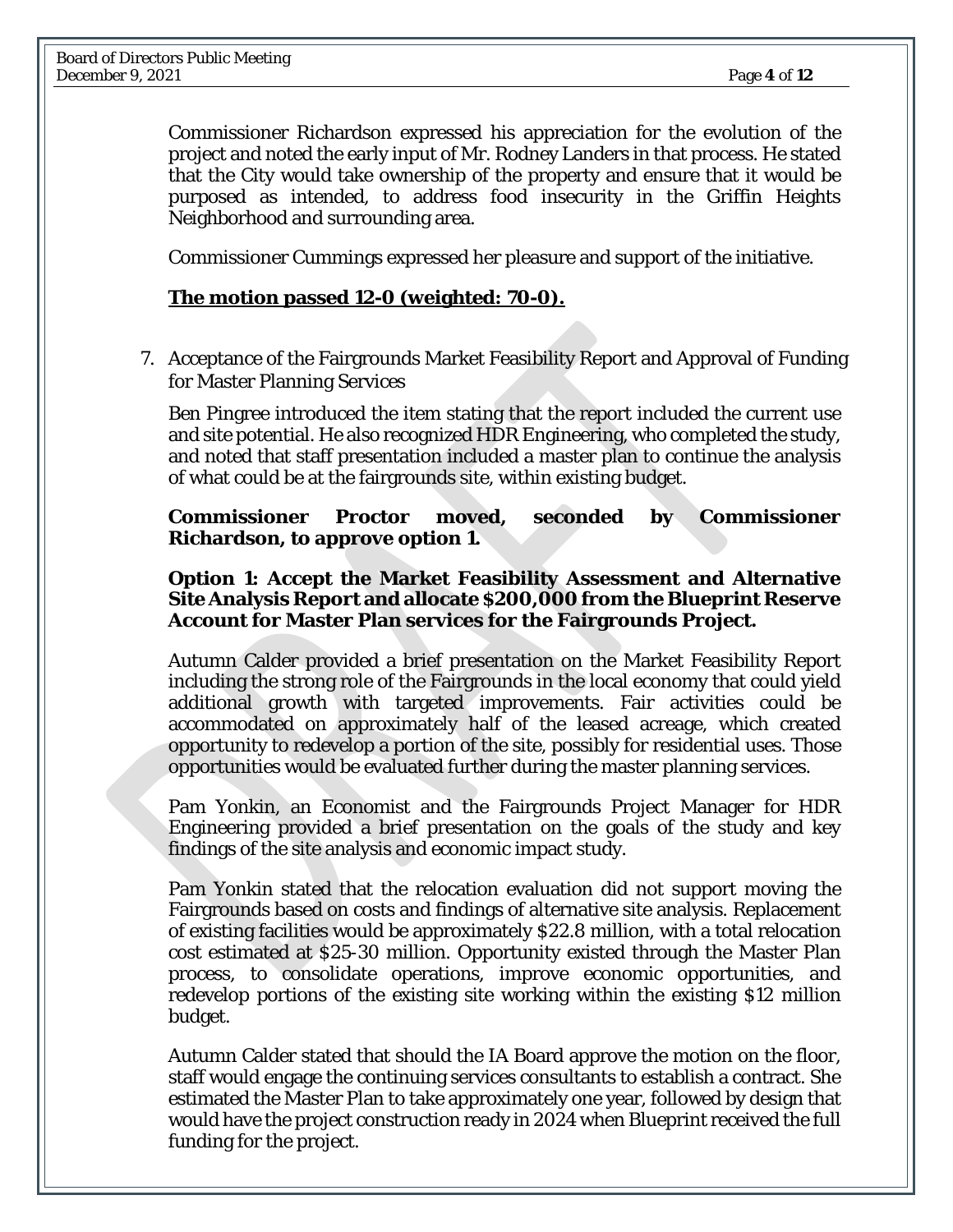Commissioner Richardson expressed his appreciation for the evolution of the project and noted the early input of Mr. Rodney Landers in that process. He stated that the City would take ownership of the property and ensure that it would be purposed as intended, to address food insecurity in the Griffin Heights Neighborhood and surrounding area.

Commissioner Cummings expressed her pleasure and support of the initiative.

**The motion passed 12-0 (weighted: 70-0).**

7. Acceptance of the Fairgrounds Market Feasibility Report and Approval of Funding for Master Planning Services

Ben Pingree introduced the item stating that the report included the current use and site potential. He also recognized HDR Engineering, who completed the study, and noted that staff presentation included a master plan to continue the analysis of what could be at the fairgrounds site, within existing budget.

**Commissioner Proctor moved, seconded by Commissioner Richardson, to approve option 1.**

**Option 1: Accept the Market Feasibility Assessment and Alternative Site Analysis Report and allocate $200,000 from the Blueprint Reserve Account for Master Plan services for the Fairgrounds Project.**

Autumn Calder provided a brief presentation on the Market Feasibility Report including the strong role of the Fairgrounds in the local economy that could yield additional growth with targeted improvements. Fair activities could be accommodated on approximately half of the leased acreage, which created opportunity to redevelop a portion of the site, possibly for residential uses. Those opportunities would be evaluated further during the master planning services.

Pam Yonkin, an Economist and the Fairgrounds Project Manager for HDR Engineering provided a brief presentation on the goals of the study and key findings of the site analysis and economic impact study.

Pam Yonkin stated that the relocation evaluation did not support moving the Fairgrounds based on costs and findings of alternative site analysis. Replacement of existing facilities would be approximately $22.8 million, with a total relocation cost estimated at $25-30 million. Opportunity existed through the Master Plan process, to consolidate operations, improve economic opportunities, and redevelop portions of the existing site working within the existing $12 million budget.

Autumn Calder stated that should the IA Board approve the motion on the floor, staff would engage the continuing services consultants to establish a contract. She estimated the Master Plan to take approximately one year, followed by design that would have the project construction ready in 2024 when Blueprint received the full funding for the project.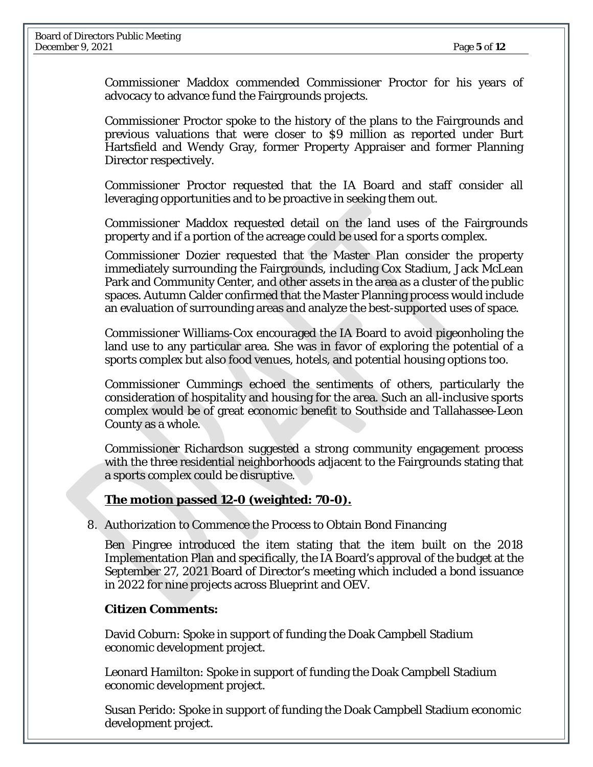Commissioner Maddox commended Commissioner Proctor for his years of advocacy to advance fund the Fairgrounds projects.

Commissioner Proctor spoke to the history of the plans to the Fairgrounds and previous valuations that were closer to $9 million as reported under Burt Hartsfield and Wendy Gray, former Property Appraiser and former Planning Director respectively.

Commissioner Proctor requested that the IA Board and staff consider all leveraging opportunities and to be proactive in seeking them out.

Commissioner Maddox requested detail on the land uses of the Fairgrounds property and if a portion of the acreage could be used for a sports complex.

Commissioner Dozier requested that the Master Plan consider the property immediately surrounding the Fairgrounds, including Cox Stadium, Jack McLean Park and Community Center, and other assets in the area as a cluster of the public spaces. Autumn Calder confirmed that the Master Planning process would include an evaluation of surrounding areas and analyze the best-supported uses of space.

Commissioner Williams-Cox encouraged the IA Board to avoid pigeonholing the land use to any particular area. She was in favor of exploring the potential of a sports complex but also food venues, hotels, and potential housing options too.

Commissioner Cummings echoed the sentiments of others, particularly the consideration of hospitality and housing for the area. Such an all-inclusive sports complex would be of great economic benefit to Southside and Tallahassee-Leon County as a whole.

Commissioner Richardson suggested a strong community engagement process with the three residential neighborhoods adjacent to the Fairgrounds stating that a sports complex could be disruptive.

**The motion passed 12-0 (weighted: 70-0).**

8. Authorization to Commence the Process to Obtain Bond Financing

Ben Pingree introduced the item stating that the item built on the 2018 Implementation Plan and specifically, the IA Board's approval of the budget at the September 27, 2021 Board of Director's meeting which included a bond issuance in 2022 for nine projects across Blueprint and OEV.

**Citizen Comments:**

David Coburn: Spoke in support of funding the Doak Campbell Stadium economic development project.

Leonard Hamilton: Spoke in support of funding the Doak Campbell Stadium economic development project.

Susan Perido: Spoke in support of funding the Doak Campbell Stadium economic development project.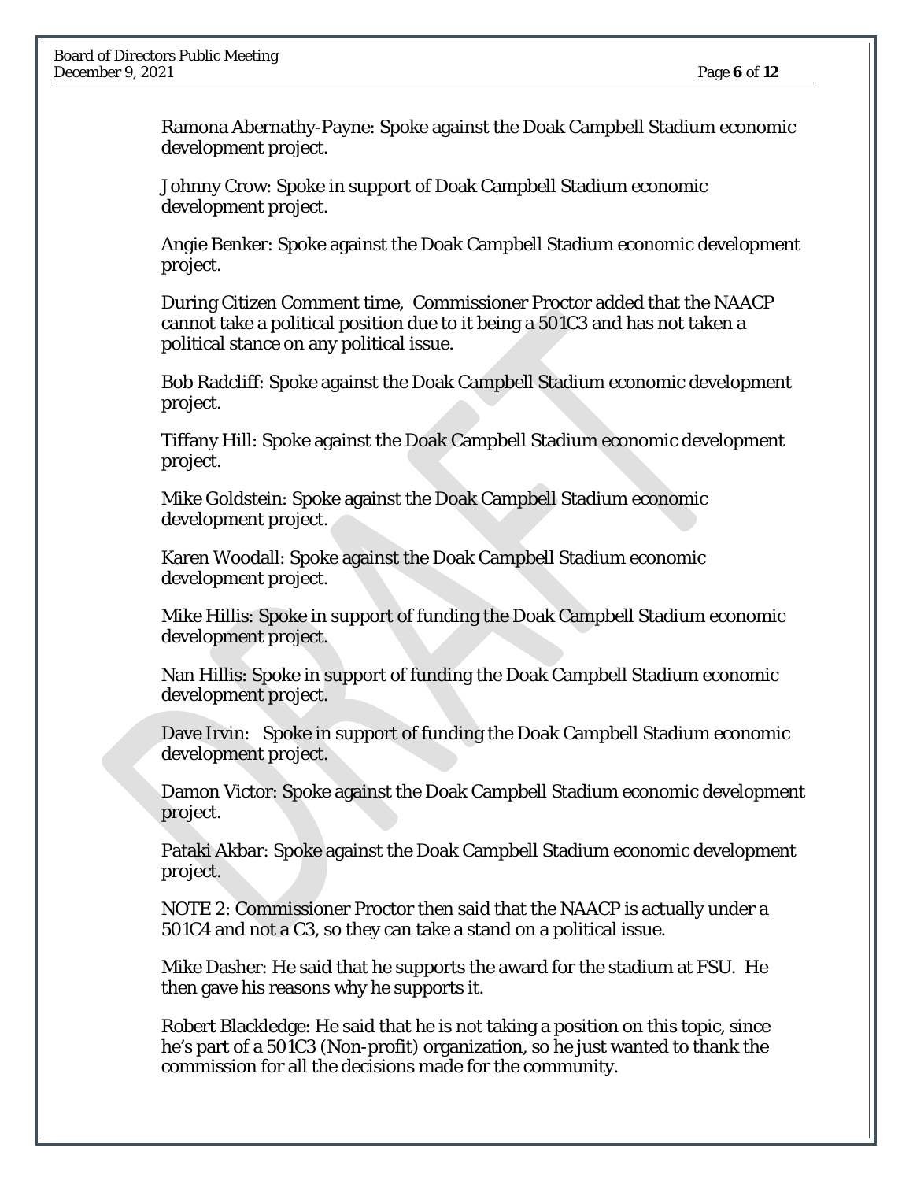Ramona Abernathy-Payne: Spoke against the Doak Campbell Stadium economic development project.

Johnny Crow: Spoke in support of Doak Campbell Stadium economic development project.

Angie Benker: Spoke against the Doak Campbell Stadium economic development project.

During Citizen Comment time, Commissioner Proctor added that the NAACP cannot take a political position due to it being a 501C3 and has not taken a political stance on any political issue.

Bob Radcliff: Spoke against the Doak Campbell Stadium economic development project.

Tiffany Hill: Spoke against the Doak Campbell Stadium economic development project.

Mike Goldstein: Spoke against the Doak Campbell Stadium economic development project.

Karen Woodall: Spoke against the Doak Campbell Stadium economic development project.

Mike Hillis: Spoke in support of funding the Doak Campbell Stadium economic development project.

Nan Hillis: Spoke in support of funding the Doak Campbell Stadium economic development project.

Dave Irvin: Spoke in support of funding the Doak Campbell Stadium economic development project.

Damon Victor: Spoke against the Doak Campbell Stadium economic development project.

Pataki Akbar: Spoke against the Doak Campbell Stadium economic development project.

NOTE 2: Commissioner Proctor then said that the NAACP is actually under a 501C4 and not a C3, so they can take a stand on a political issue.

Mike Dasher: He said that he supports the award for the stadium at FSU. He then gave his reasons why he supports it.

Robert Blackledge: He said that he is not taking a position on this topic, since he's part of a 501C3 (Non-profit) organization, so he just wanted to thank the commission for all the decisions made for the community.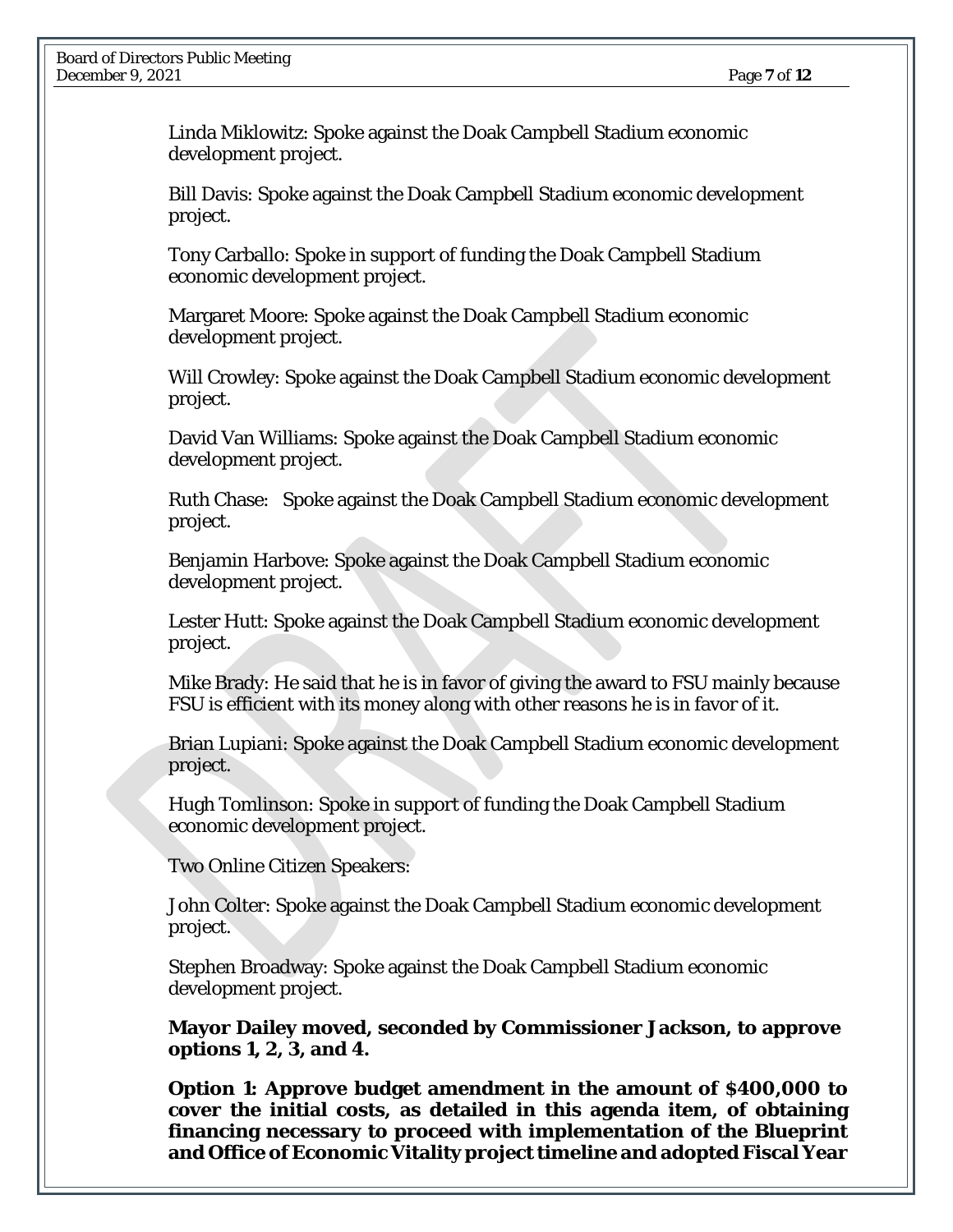Linda Miklowitz: Spoke against the Doak Campbell Stadium economic development project.

Bill Davis: Spoke against the Doak Campbell Stadium economic development project.

Tony Carballo: Spoke in support of funding the Doak Campbell Stadium economic development project.

Margaret Moore: Spoke against the Doak Campbell Stadium economic development project.

Will Crowley: Spoke against the Doak Campbell Stadium economic development project.

David Van Williams: Spoke against the Doak Campbell Stadium economic development project.

Ruth Chase: Spoke against the Doak Campbell Stadium economic development project.

Benjamin Harbove: Spoke against the Doak Campbell Stadium economic development project.

Lester Hutt: Spoke against the Doak Campbell Stadium economic development project.

Mike Brady: He said that he is in favor of giving the award to FSU mainly because FSU is efficient with its money along with other reasons he is in favor of it.

Brian Lupiani: Spoke against the Doak Campbell Stadium economic development project.

Hugh Tomlinson: Spoke in support of funding the Doak Campbell Stadium economic development project.

Two Online Citizen Speakers:

John Colter: Spoke against the Doak Campbell Stadium economic development project.

Stephen Broadway: Spoke against the Doak Campbell Stadium economic development project.

**Mayor Dailey moved, seconded by Commissioner Jackson, to approve options 1, 2, 3, and 4.**

**Option 1: Approve budget amendment in the amount of $400,000 to cover the initial costs, as detailed in this agenda item, of obtaining financing necessary to proceed with implementation of the Blueprint and Office of Economic Vitality project timeline and adopted Fiscal Year**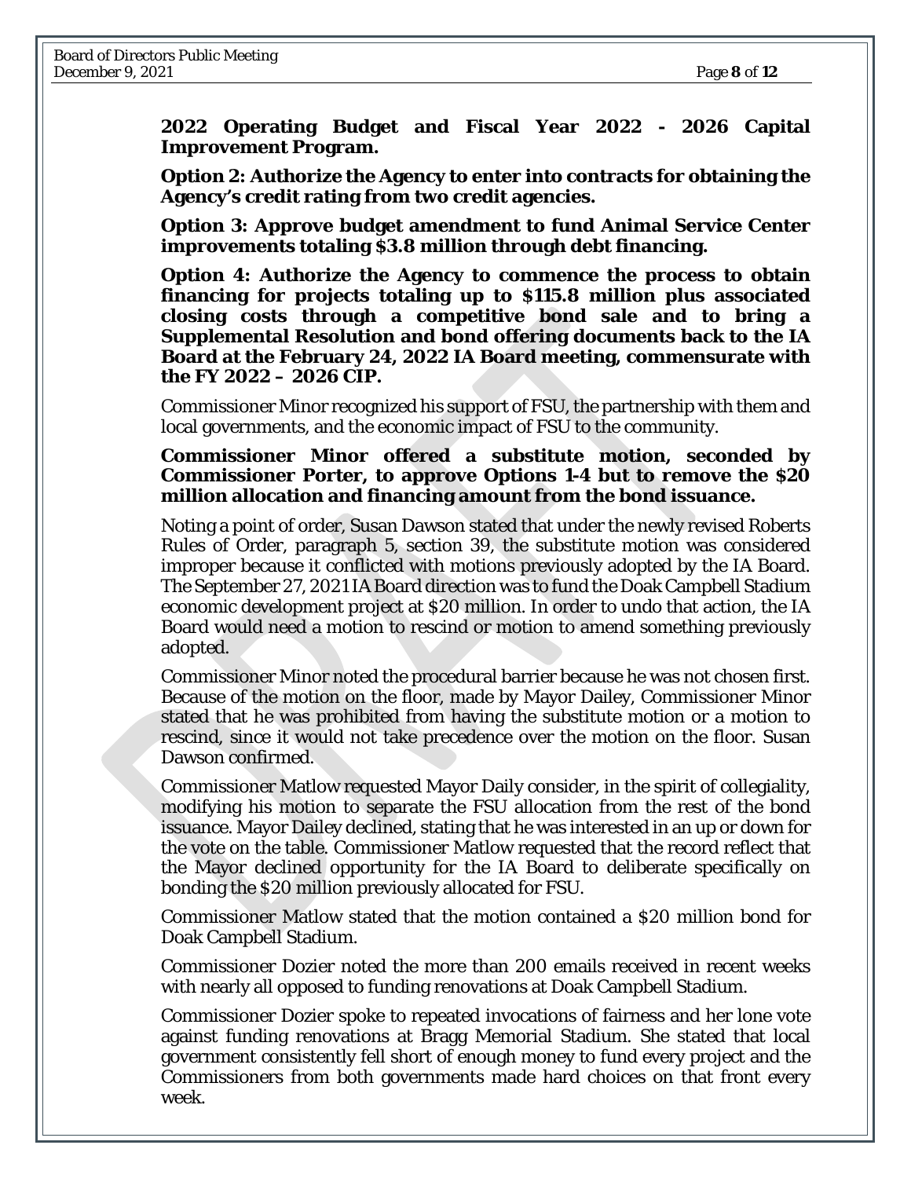**2022 Operating Budget and Fiscal Year 2022 - 2026 Capital Improvement Program.**

**Option 2: Authorize the Agency to enter into contracts for obtaining the Agency's credit rating from two credit agencies.**

**Option 3: Approve budget amendment to fund Animal Service Center improvements totaling $3.8 million through debt financing.**

**Option 4: Authorize the Agency to commence the process to obtain financing for projects totaling up to $115.8 million plus associated closing costs through a competitive bond sale and to bring a Supplemental Resolution and bond offering documents back to the IA Board at the February 24, 2022 IA Board meeting, commensurate with the FY 2022 – 2026 CIP.**

Commissioner Minor recognized his support of FSU, the partnership with them and local governments, and the economic impact of FSU to the community.

**Commissioner Minor offered a substitute motion, seconded by Commissioner Porter, to approve Options 1-4 but to remove the $20 million allocation and financing amount from the bond issuance.**

Noting a point of order, Susan Dawson stated that under the newly revised Roberts Rules of Order, paragraph 5, section 39, the substitute motion was considered improper because it conflicted with motions previously adopted by the IA Board. The September 27, 2021 IA Board direction was to fund the Doak Campbell Stadium economic development project at $20 million. In order to undo that action, the IA Board would need a motion to rescind or motion to amend something previously adopted.

Commissioner Minor noted the procedural barrier because he was not chosen first. Because of the motion on the floor, made by Mayor Dailey, Commissioner Minor stated that he was prohibited from having the substitute motion or a motion to rescind, since it would not take precedence over the motion on the floor. Susan Dawson confirmed.

Commissioner Matlow requested Mayor Daily consider, in the spirit of collegiality, modifying his motion to separate the FSU allocation from the rest of the bond issuance. Mayor Dailey declined, stating that he was interested in an up or down for the vote on the table. Commissioner Matlow requested that the record reflect that the Mayor declined opportunity for the IA Board to deliberate specifically on bonding the $20 million previously allocated for FSU.

Commissioner Matlow stated that the motion contained a $20 million bond for Doak Campbell Stadium.

Commissioner Dozier noted the more than 200 emails received in recent weeks with nearly all opposed to funding renovations at Doak Campbell Stadium.

Commissioner Dozier spoke to repeated invocations of fairness and her lone vote against funding renovations at Bragg Memorial Stadium. She stated that local government consistently fell short of enough money to fund every project and the Commissioners from both governments made hard choices on that front every week.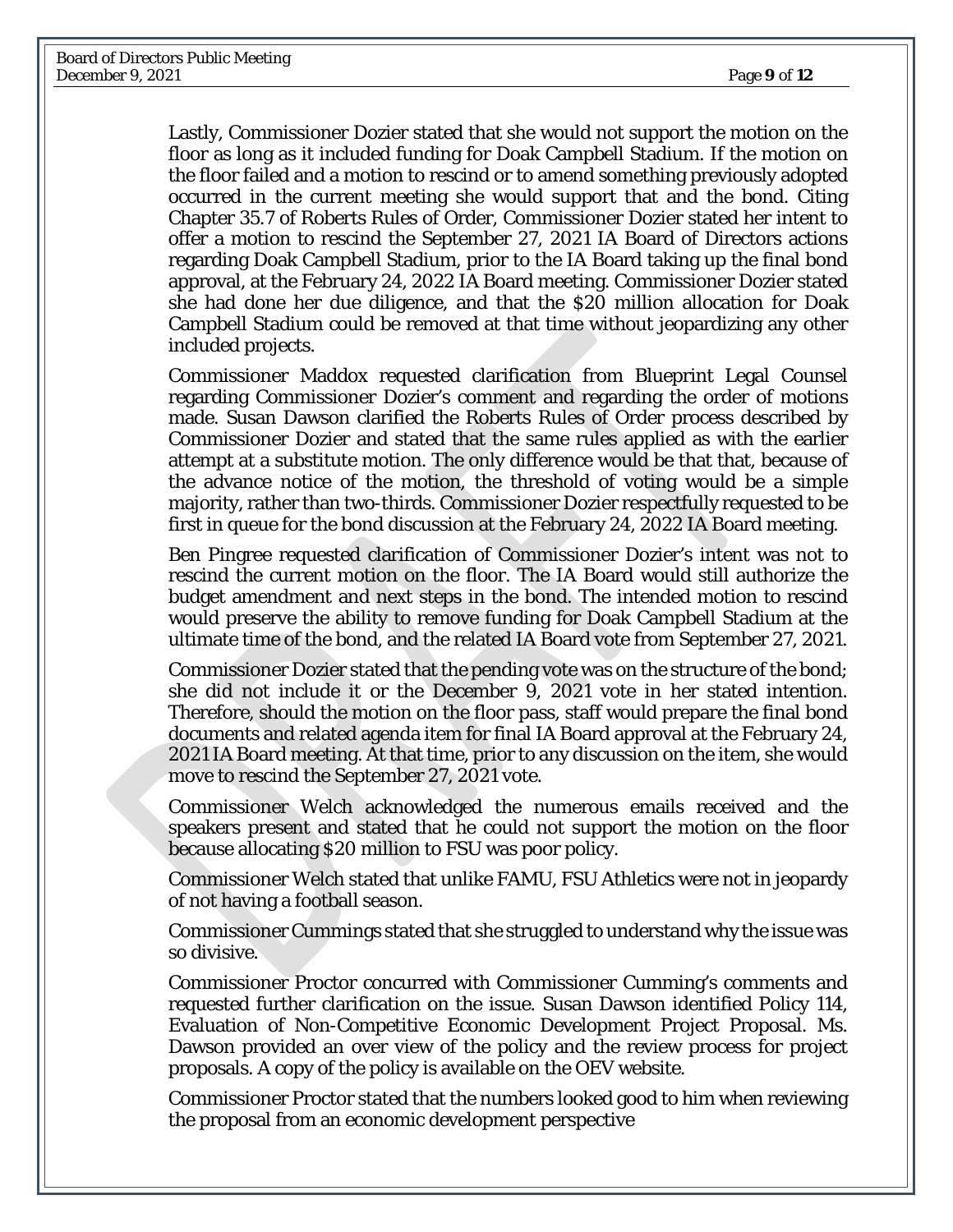Lastly, Commissioner Dozier stated that she would not support the motion on the floor as long as it included funding for Doak Campbell Stadium. If the motion on the floor failed and a motion to rescind or to amend something previously adopted occurred in the current meeting she would support that and the bond. Citing Chapter 35.7 of Roberts Rules of Order, Commissioner Dozier stated her intent to offer a motion to rescind the September 27, 2021 IA Board of Directors actions regarding Doak Campbell Stadium, prior to the IA Board taking up the final bond approval, at the February 24, 2022 IA Board meeting. Commissioner Dozier stated she had done her due diligence, and that the $20 million allocation for Doak Campbell Stadium could be removed at that time without jeopardizing any other included projects.

Commissioner Maddox requested clarification from Blueprint Legal Counsel regarding Commissioner Dozier's comment and regarding the order of motions made. Susan Dawson clarified the Roberts Rules of Order process described by Commissioner Dozier and stated that the same rules applied as with the earlier attempt at a substitute motion. The only difference would be that that, because of the advance notice of the motion, the threshold of voting would be a simple majority, rather than two-thirds. Commissioner Dozier respectfully requested to be first in queue for the bond discussion at the February 24, 2022 IA Board meeting.

Ben Pingree requested clarification of Commissioner Dozier's intent was not to rescind the current motion on the floor. The IA Board would still authorize the budget amendment and next steps in the bond. The intended motion to rescind would preserve the ability to remove funding for Doak Campbell Stadium at the ultimate time of the bond, and the related IA Board vote from September 27, 2021.

Commissioner Dozier stated that the pending vote was on the structure of the bond; she did not include it or the December 9, 2021 vote in her stated intention. Therefore, should the motion on the floor pass, staff would prepare the final bond documents and related agenda item for final IA Board approval at the February 24, 2021 IA Board meeting. At that time, prior to any discussion on the item, she would move to rescind the September 27, 2021 vote.

Commissioner Welch acknowledged the numerous emails received and the speakers present and stated that he could not support the motion on the floor because allocating $20 million to FSU was poor policy.

Commissioner Welch stated that unlike FAMU, FSU Athletics were not in jeopardy of not having a football season.

Commissioner Cummings stated that she struggled to understand why the issue was so divisive.

Commissioner Proctor concurred with Commissioner Cumming's comments and requested further clarification on the issue. Susan Dawson identified Policy 114, Evaluation of Non-Competitive Economic Development Project Proposal. Ms. Dawson provided an over view of the policy and the review process for project proposals. A copy of the policy is available on the OEV website.

Commissioner Proctor stated that the numbers looked good to him when reviewing the proposal from an economic development perspective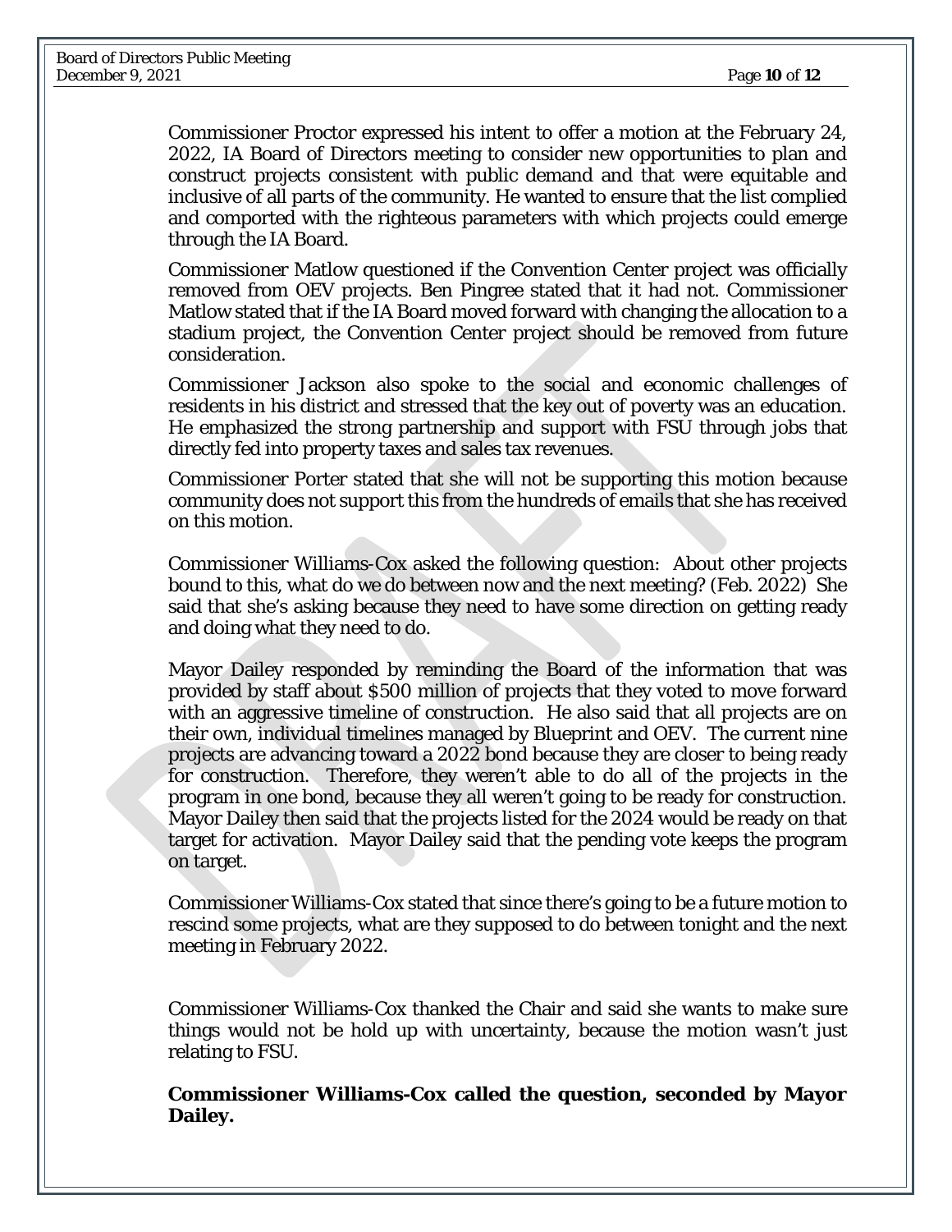Commissioner Proctor expressed his intent to offer a motion at the February 24, 2022, IA Board of Directors meeting to consider new opportunities to plan and construct projects consistent with public demand and that were equitable and inclusive of all parts of the community. He wanted to ensure that the list complied and comported with the righteous parameters with which projects could emerge through the IA Board.

Commissioner Matlow questioned if the Convention Center project was officially removed from OEV projects. Ben Pingree stated that it had not. Commissioner Matlow stated that if the IA Board moved forward with changing the allocation to a stadium project, the Convention Center project should be removed from future consideration.

Commissioner Jackson also spoke to the social and economic challenges of residents in his district and stressed that the key out of poverty was an education. He emphasized the strong partnership and support with FSU through jobs that directly fed into property taxes and sales tax revenues.

Commissioner Porter stated that she will not be supporting this motion because community does not support this from the hundreds of emails that she has received on this motion.

Commissioner Williams-Cox asked the following question: About other projects bound to this, what do we do between now and the next meeting? (Feb. 2022) She said that she's asking because they need to have some direction on getting ready and doing what they need to do.

Mayor Dailey responded by reminding the Board of the information that was provided by staff about $500 million of projects that they voted to move forward with an aggressive timeline of construction. He also said that all projects are on their own, individual timelines managed by Blueprint and OEV. The current nine projects are advancing toward a 2022 bond because they are closer to being ready for construction. Therefore, they weren't able to do all of the projects in the program in one bond, because they all weren't going to be ready for construction. Mayor Dailey then said that the projects listed for the 2024 would be ready on that target for activation. Mayor Dailey said that the pending vote keeps the program on target.

Commissioner Williams-Cox stated that since there's going to be a future motion to rescind some projects, what are they supposed to do between tonight and the next meeting in February 2022.

Commissioner Williams-Cox thanked the Chair and said she wants to make sure things would not be hold up with uncertainty, because the motion wasn't just relating to FSU.

**Commissioner Williams-Cox called the question, seconded by Mayor Dailey.**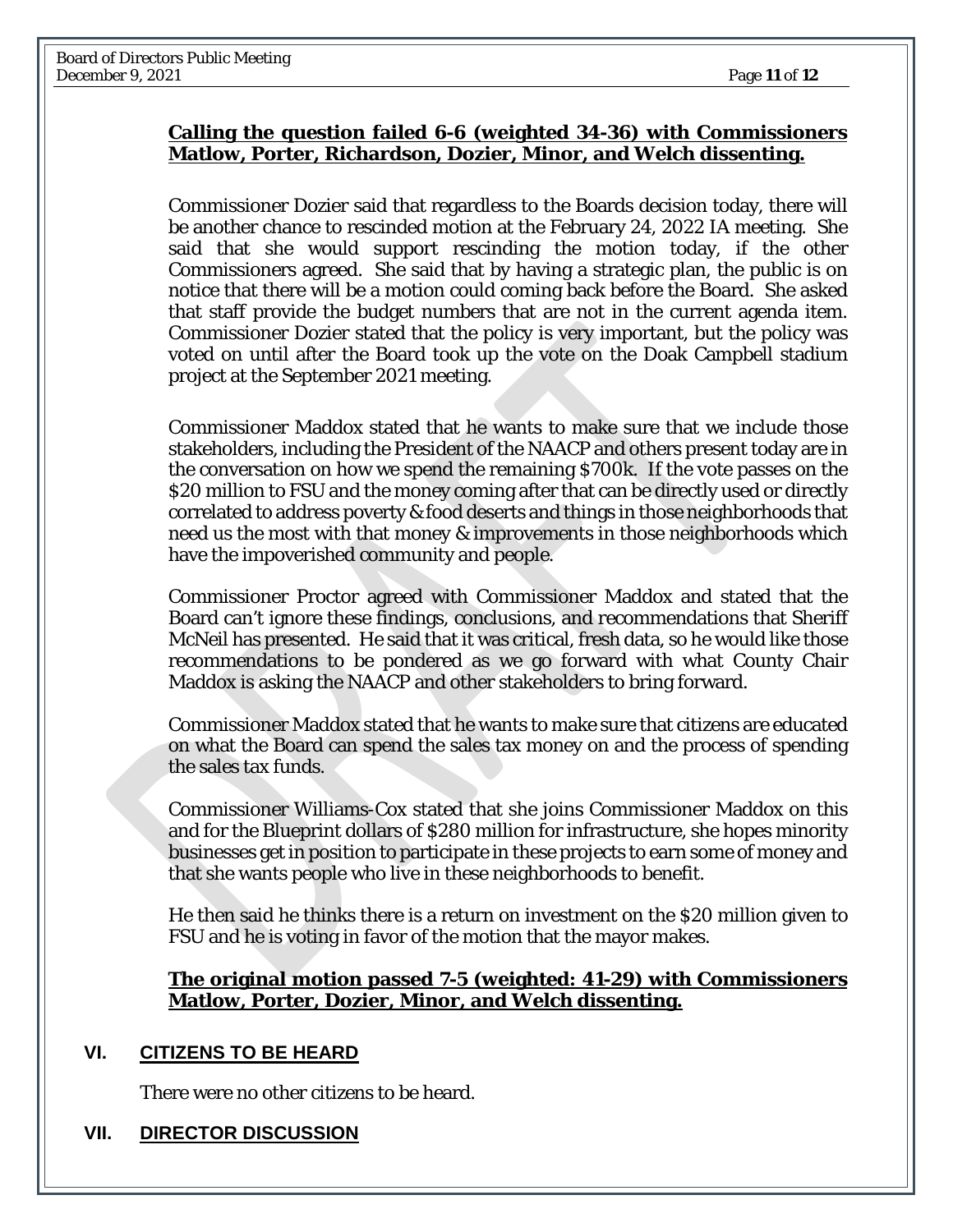**Calling the question failed 6-6 (weighted 34-36) with Commissioners Matlow, Porter, Richardson, Dozier, Minor, and Welch dissenting.**

Commissioner Dozier said that regardless to the Boards decision today, there will be another chance to rescinded motion at the February 24, 2022 IA meeting. She said that she would support rescinding the motion today, if the other Commissioners agreed. She said that by having a strategic plan, the public is on notice that there will be a motion could coming back before the Board. She asked that staff provide the budget numbers that are not in the current agenda item. Commissioner Dozier stated that the policy is very important, but the policy was voted on until after the Board took up the vote on the Doak Campbell stadium project at the September 2021 meeting.

Commissioner Maddox stated that he wants to make sure that we include those stakeholders, including the President of the NAACP and others present today are in the conversation on how we spend the remaining $700k. If the vote passes on the $20 million to FSU and the money coming after that can be directly used or directly correlated to address poverty & food deserts and things in those neighborhoods that need us the most with that money & improvements in those neighborhoods which have the impoverished community and people.

Commissioner Proctor agreed with Commissioner Maddox and stated that the Board can't ignore these findings, conclusions, and recommendations that Sheriff McNeil has presented. He said that it was critical, fresh data, so he would like those recommendations to be pondered as we go forward with what County Chair Maddox is asking the NAACP and other stakeholders to bring forward.

Commissioner Maddox stated that he wants to make sure that citizens are educated on what the Board can spend the sales tax money on and the process of spending the sales tax funds.

Commissioner Williams-Cox stated that she joins Commissioner Maddox on this and for the Blueprint dollars of $280 million for infrastructure, she hopes minority businesses get in position to participate in these projects to earn some of money and that she wants people who live in these neighborhoods to benefit.

He then said he thinks there is a return on investment on the $20 million given to FSU and he is voting in favor of the motion that the mayor makes.

**The original motion passed 7-5 (weighted: 41-29) with Commissioners Matlow, Porter, Dozier, Minor, and Welch dissenting.**

## VI. CITIZENS TO BE HEARD

There were no other citizens to be heard.

## VII. DIRECTOR DISCUSSION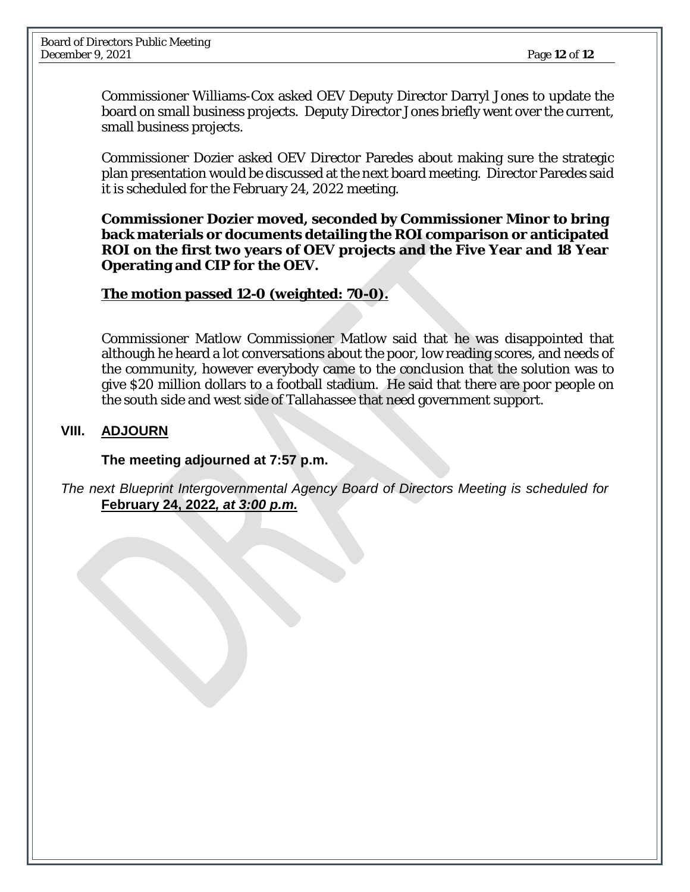Commissioner Williams-Cox asked OEV Deputy Director Darryl Jones to update the board on small business projects. Deputy Director Jones briefly went over the current, small business projects.

Commissioner Dozier asked OEV Director Paredes about making sure the strategic plan presentation would be discussed at the next board meeting. Director Paredes said it is scheduled for the February 24, 2022 meeting.

**Commissioner Dozier moved, seconded by Commissioner Minor to bring back materials or documents detailing the ROI comparison or anticipated ROI on the first two years of OEV projects and the Five Year and 18 Year Operating and CIP for the OEV.**

**The motion passed 12-0 (weighted: 70-0).**

Commissioner Matlow Commissioner Matlow said that he was disappointed that although he heard a lot conversations about the poor, low reading scores, and needs of the community, however everybody came to the conclusion that the solution was to give $20 million dollars to a football stadium. He said that there are poor people on the south side and west side of Tallahassee that need government support.

## VIII. ADJOURN

**The meeting adjourned at 7:57 p.m.**

*The next Blueprint Intergovernmental Agency Board of Directors Meeting is scheduled for* **February 24, 2022, *at 3:00 p.m.***